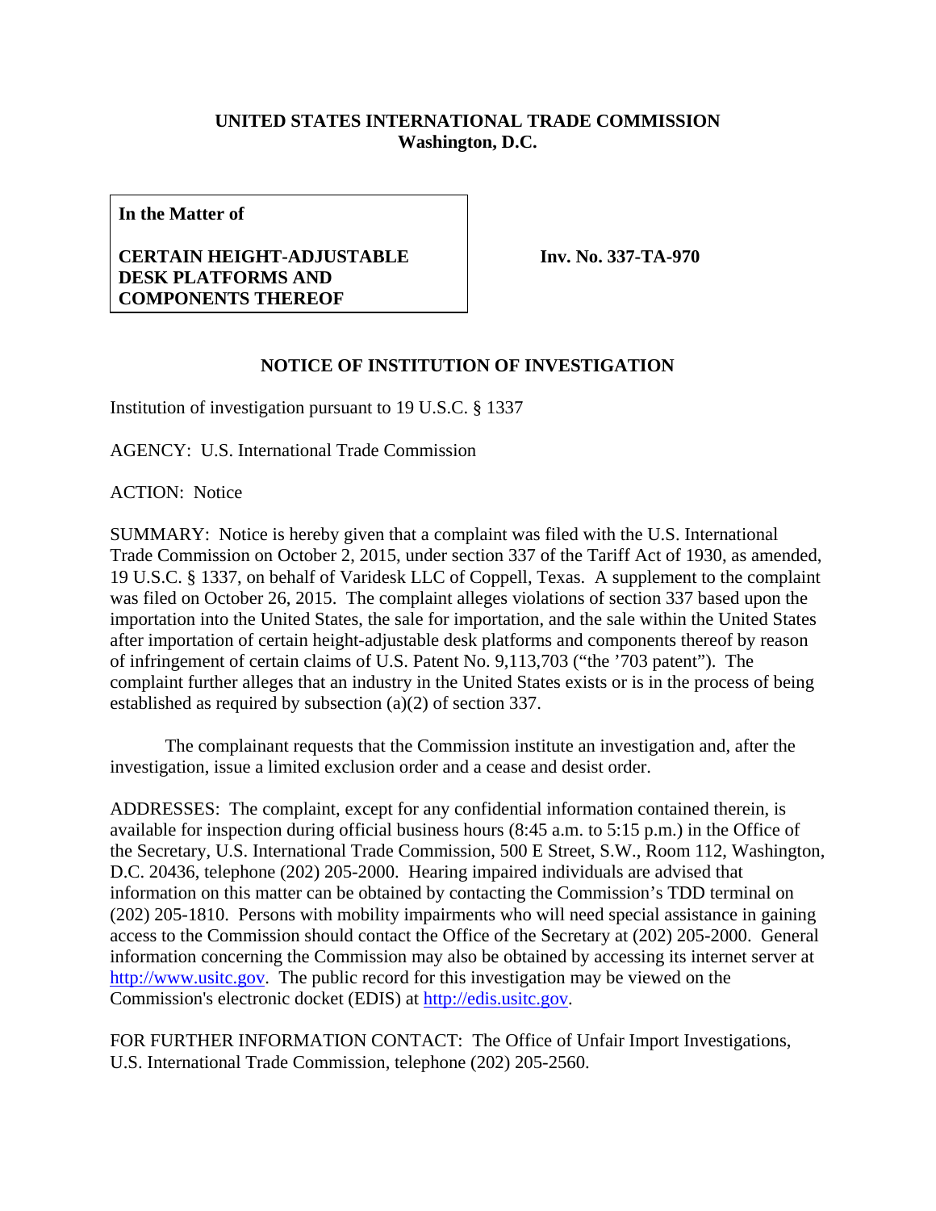**UNITED STATES INTERNATIONAL TRADE COMMISSION**
**Washington, D.C.**

| **In the Matter of**<br><br>**CERTAIN HEIGHT-ADJUSTABLE DESK PLATFORMS AND COMPONENTS THEREOF** | **Inv. No. 337-TA-970** |
|---|---|

## NOTICE OF INSTITUTION OF INVESTIGATION

Institution of investigation pursuant to 19 U.S.C. § 1337

AGENCY: U.S. International Trade Commission

ACTION: Notice

SUMMARY: Notice is hereby given that a complaint was filed with the U.S. International Trade Commission on October 2, 2015, under section 337 of the Tariff Act of 1930, as amended, 19 U.S.C. § 1337, on behalf of Varidesk LLC of Coppell, Texas. A supplement to the complaint was filed on October 26, 2015. The complaint alleges violations of section 337 based upon the importation into the United States, the sale for importation, and the sale within the United States after importation of certain height-adjustable desk platforms and components thereof by reason of infringement of certain claims of U.S. Patent No. 9,113,703 ("the '703 patent"). The complaint further alleges that an industry in the United States exists or is in the process of being established as required by subsection (a)(2) of section 337.

The complainant requests that the Commission institute an investigation and, after the investigation, issue a limited exclusion order and a cease and desist order.

ADDRESSES: The complaint, except for any confidential information contained therein, is available for inspection during official business hours (8:45 a.m. to 5:15 p.m.) in the Office of the Secretary, U.S. International Trade Commission, 500 E Street, S.W., Room 112, Washington, D.C. 20436, telephone (202) 205-2000. Hearing impaired individuals are advised that information on this matter can be obtained by contacting the Commission's TDD terminal on (202) 205-1810. Persons with mobility impairments who will need special assistance in gaining access to the Commission should contact the Office of the Secretary at (202) 205-2000. General information concerning the Commission may also be obtained by accessing its internet server at http://www.usitc.gov. The public record for this investigation may be viewed on the Commission's electronic docket (EDIS) at http://edis.usitc.gov.

FOR FURTHER INFORMATION CONTACT: The Office of Unfair Import Investigations, U.S. International Trade Commission, telephone (202) 205-2560.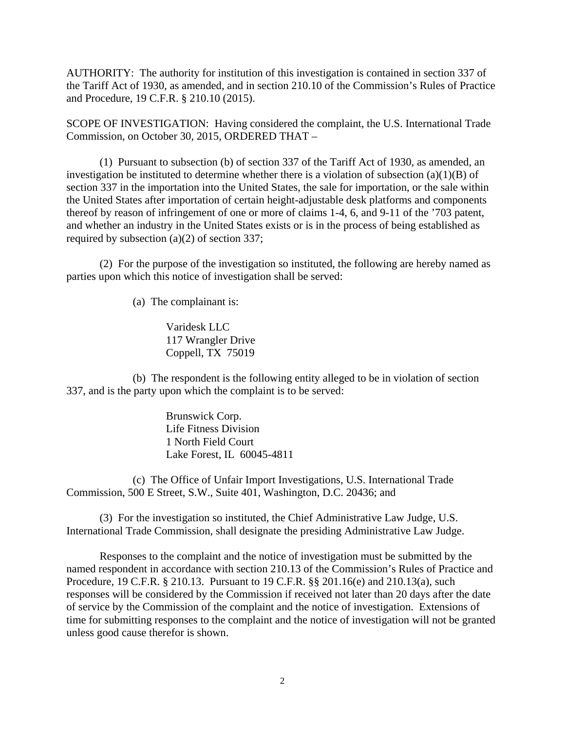AUTHORITY: The authority for institution of this investigation is contained in section 337 of the Tariff Act of 1930, as amended, and in section 210.10 of the Commission's Rules of Practice and Procedure, 19 C.F.R. § 210.10 (2015).

SCOPE OF INVESTIGATION: Having considered the complaint, the U.S. International Trade Commission, on October 30, 2015, ORDERED THAT –

(1) Pursuant to subsection (b) of section 337 of the Tariff Act of 1930, as amended, an investigation be instituted to determine whether there is a violation of subsection (a)(1)(B) of section 337 in the importation into the United States, the sale for importation, or the sale within the United States after importation of certain height-adjustable desk platforms and components thereof by reason of infringement of one or more of claims 1-4, 6, and 9-11 of the '703 patent, and whether an industry in the United States exists or is in the process of being established as required by subsection (a)(2) of section 337;

(2) For the purpose of the investigation so instituted, the following are hereby named as parties upon which this notice of investigation shall be served:

(a) The complainant is:

Varidesk LLC
117 Wrangler Drive
Coppell, TX 75019

(b) The respondent is the following entity alleged to be in violation of section 337, and is the party upon which the complaint is to be served:

Brunswick Corp.
Life Fitness Division
1 North Field Court
Lake Forest, IL 60045-4811

(c) The Office of Unfair Import Investigations, U.S. International Trade Commission, 500 E Street, S.W., Suite 401, Washington, D.C. 20436; and

(3) For the investigation so instituted, the Chief Administrative Law Judge, U.S. International Trade Commission, shall designate the presiding Administrative Law Judge.

Responses to the complaint and the notice of investigation must be submitted by the named respondent in accordance with section 210.13 of the Commission's Rules of Practice and Procedure, 19 C.F.R. § 210.13. Pursuant to 19 C.F.R. §§ 201.16(e) and 210.13(a), such responses will be considered by the Commission if received not later than 20 days after the date of service by the Commission of the complaint and the notice of investigation. Extensions of time for submitting responses to the complaint and the notice of investigation will not be granted unless good cause therefor is shown.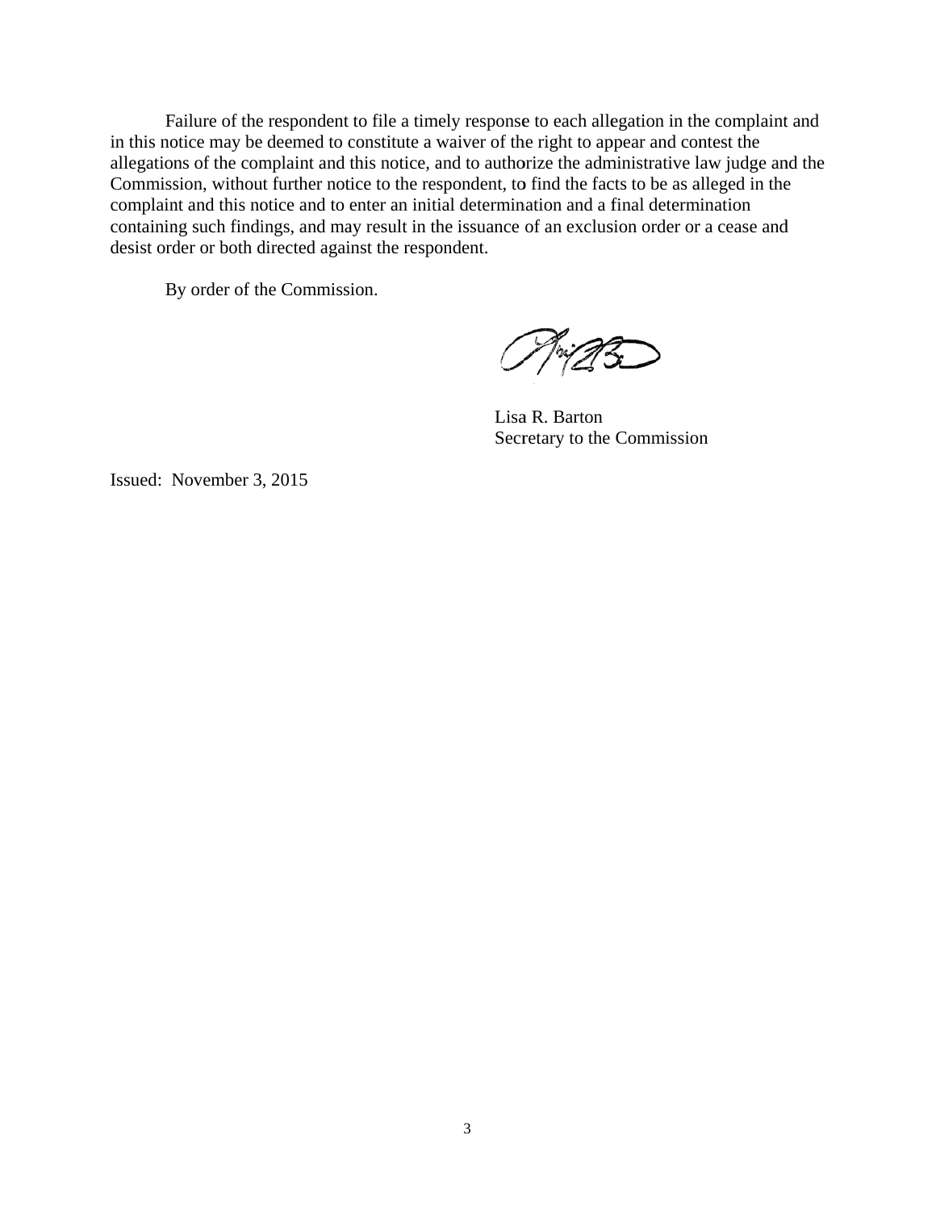Failure of the respondent to file a timely response to each allegation in the complaint and in this notice may be deemed to constitute a waiver of the right to appear and contest the allegations of the complaint and this notice, and to authorize the administrative law judge and the Commission, without further notice to the respondent, to find the facts to be as alleged in the complaint and this notice and to enter an initial determination and a final determination containing such findings, and may result in the issuance of an exclusion order or a cease and desist order or both directed against the respondent.

By order of the Commission.

Lisa R. Barton
Secretary to the Commission

Issued: November 3, 2015